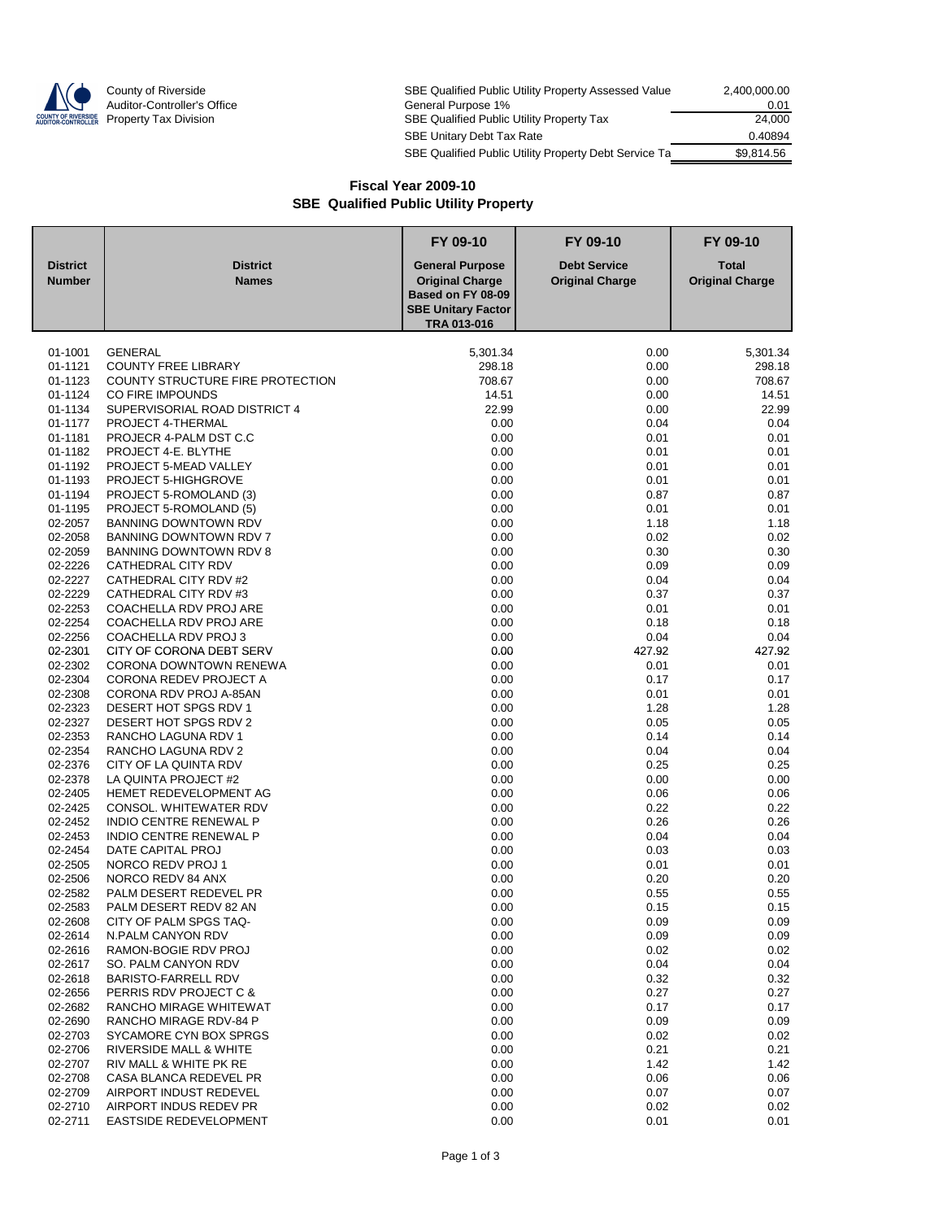County of Riverside
Auditor-Controller's Office
Property Tax Division

| | |
|---|---|
| SBE Qualified Public Utility Property Assessed Value | 2,400,000.00 |
| General Purpose 1% | 0.01 |
| SBE Qualified Public Utility Property Tax | 24,000 |
| SBE Unitary Debt Tax Rate | 0.40894 |
| SBE Qualified Public Utility Property Debt Service Ta | $9,814.56 |

## Fiscal Year 2009-10
## SBE Qualified Public Utility Property

| District Number | District Names | FY 09-10 General Purpose Original Charge Based on FY 08-09 SBE Unitary Factor TRA 013-016 | FY 09-10 Debt Service Original Charge | FY 09-10 Total Original Charge |
|---|---|---|---|---|
| 01-1001 | GENERAL | 5,301.34 | 0.00 | 5,301.34 |
| 01-1121 | COUNTY FREE LIBRARY | 298.18 | 0.00 | 298.18 |
| 01-1123 | COUNTY STRUCTURE FIRE PROTECTION | 708.67 | 0.00 | 708.67 |
| 01-1124 | CO FIRE IMPOUNDS | 14.51 | 0.00 | 14.51 |
| 01-1134 | SUPERVISORIAL ROAD DISTRICT 4 | 22.99 | 0.00 | 22.99 |
| 01-1177 | PROJECT 4-THERMAL | 0.00 | 0.04 | 0.04 |
| 01-1181 | PROJECR 4-PALM DST C.C | 0.00 | 0.01 | 0.01 |
| 01-1182 | PROJECT 4-E. BLYTHE | 0.00 | 0.01 | 0.01 |
| 01-1192 | PROJECT 5-MEAD VALLEY | 0.00 | 0.01 | 0.01 |
| 01-1193 | PROJECT 5-HIGHGROVE | 0.00 | 0.01 | 0.01 |
| 01-1194 | PROJECT 5-ROMOLAND (3) | 0.00 | 0.87 | 0.87 |
| 01-1195 | PROJECT 5-ROMOLAND (5) | 0.00 | 0.01 | 0.01 |
| 02-2057 | BANNING DOWNTOWN RDV | 0.00 | 1.18 | 1.18 |
| 02-2058 | BANNING DOWNTOWN RDV 7 | 0.00 | 0.02 | 0.02 |
| 02-2059 | BANNING DOWNTOWN RDV 8 | 0.00 | 0.30 | 0.30 |
| 02-2226 | CATHEDRAL CITY RDV | 0.00 | 0.09 | 0.09 |
| 02-2227 | CATHEDRAL CITY RDV #2 | 0.00 | 0.04 | 0.04 |
| 02-2229 | CATHEDRAL CITY RDV #3 | 0.00 | 0.37 | 0.37 |
| 02-2253 | COACHELLA RDV PROJ ARE | 0.00 | 0.01 | 0.01 |
| 02-2254 | COACHELLA RDV PROJ ARE | 0.00 | 0.18 | 0.18 |
| 02-2256 | COACHELLA RDV PROJ 3 | 0.00 | 0.04 | 0.04 |
| 02-2301 | CITY OF CORONA DEBT SERV | 0.00 | 427.92 | 427.92 |
| 02-2302 | CORONA DOWNTOWN RENEWA | 0.00 | 0.01 | 0.01 |
| 02-2304 | CORONA REDEV PROJECT A | 0.00 | 0.17 | 0.17 |
| 02-2308 | CORONA RDV PROJ A-85AN | 0.00 | 0.01 | 0.01 |
| 02-2323 | DESERT HOT SPGS RDV 1 | 0.00 | 1.28 | 1.28 |
| 02-2327 | DESERT HOT SPGS RDV 2 | 0.00 | 0.05 | 0.05 |
| 02-2353 | RANCHO LAGUNA RDV 1 | 0.00 | 0.14 | 0.14 |
| 02-2354 | RANCHO LAGUNA RDV 2 | 0.00 | 0.04 | 0.04 |
| 02-2376 | CITY OF LA QUINTA RDV | 0.00 | 0.25 | 0.25 |
| 02-2378 | LA QUINTA PROJECT #2 | 0.00 | 0.00 | 0.00 |
| 02-2405 | HEMET REDEVELOPMENT AG | 0.00 | 0.06 | 0.06 |
| 02-2425 | CONSOL. WHITEWATER RDV | 0.00 | 0.22 | 0.22 |
| 02-2452 | INDIO CENTRE RENEWAL P | 0.00 | 0.26 | 0.26 |
| 02-2453 | INDIO CENTRE RENEWAL P | 0.00 | 0.04 | 0.04 |
| 02-2454 | DATE CAPITAL PROJ | 0.00 | 0.03 | 0.03 |
| 02-2505 | NORCO REDV PROJ 1 | 0.00 | 0.01 | 0.01 |
| 02-2506 | NORCO REDV 84 ANX | 0.00 | 0.20 | 0.20 |
| 02-2582 | PALM DESERT REDEVEL PR | 0.00 | 0.55 | 0.55 |
| 02-2583 | PALM DESERT REDV 82 AN | 0.00 | 0.15 | 0.15 |
| 02-2608 | CITY OF PALM SPGS TAQ- | 0.00 | 0.09 | 0.09 |
| 02-2614 | N.PALM CANYON RDV | 0.00 | 0.09 | 0.09 |
| 02-2616 | RAMON-BOGIE RDV PROJ | 0.00 | 0.02 | 0.02 |
| 02-2617 | SO. PALM CANYON RDV | 0.00 | 0.04 | 0.04 |
| 02-2618 | BARISTO-FARRELL RDV | 0.00 | 0.32 | 0.32 |
| 02-2656 | PERRIS RDV PROJECT C & | 0.00 | 0.27 | 0.27 |
| 02-2682 | RANCHO MIRAGE WHITEWAT | 0.00 | 0.17 | 0.17 |
| 02-2690 | RANCHO MIRAGE RDV-84 P | 0.00 | 0.09 | 0.09 |
| 02-2703 | SYCAMORE CYN BOX SPRGS | 0.00 | 0.02 | 0.02 |
| 02-2706 | RIVERSIDE MALL & WHITE | 0.00 | 0.21 | 0.21 |
| 02-2707 | RIV MALL & WHITE PK RE | 0.00 | 1.42 | 1.42 |
| 02-2708 | CASA BLANCA REDEVEL PR | 0.00 | 0.06 | 0.06 |
| 02-2709 | AIRPORT INDUST REDEVEL | 0.00 | 0.07 | 0.07 |
| 02-2710 | AIRPORT INDUS REDEV PR | 0.00 | 0.02 | 0.02 |
| 02-2711 | EASTSIDE REDEVELOPMENT | 0.00 | 0.01 | 0.01 |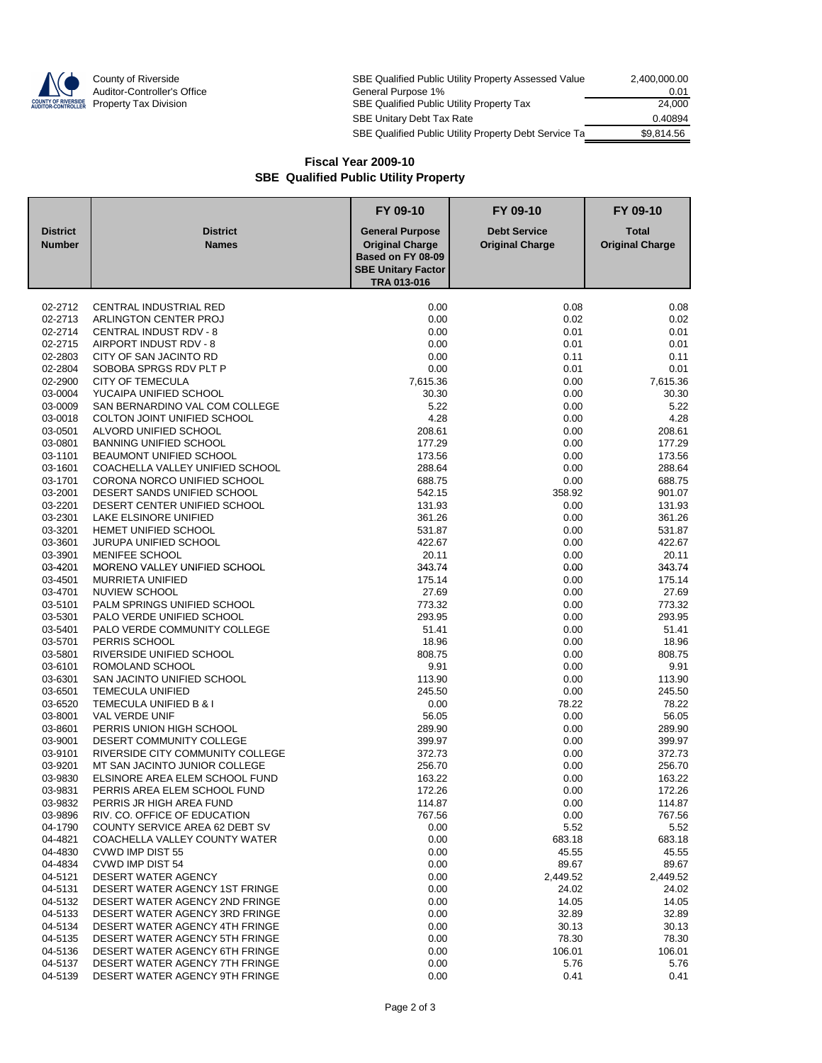County of Riverside
Auditor-Controller's Office
Property Tax Division

| | |
|---|---|
| SBE Qualified Public Utility Property Assessed Value | 2,400,000.00 |
| General Purpose 1% | 0.01 |
| SBE Qualified Public Utility Property Tax | 24,000 |
| SBE Unitary Debt Tax Rate | 0.40894 |
| SBE Qualified Public Utility Property Debt Service Ta | $9,814.56 |

## Fiscal Year 2009-10
## SBE Qualified Public Utility Property

| District Number | District Names | FY 09-10 General Purpose Original Charge Based on FY 08-09 SBE Unitary Factor TRA 013-016 | FY 09-10 Debt Service Original Charge | FY 09-10 Total Original Charge |
|---|---|---|---|---|
| 02-2712 | CENTRAL INDUSTRIAL RED | 0.00 | 0.08 | 0.08 |
| 02-2713 | ARLINGTON CENTER PROJ | 0.00 | 0.02 | 0.02 |
| 02-2714 | CENTRAL INDUST RDV - 8 | 0.00 | 0.01 | 0.01 |
| 02-2715 | AIRPORT INDUST RDV - 8 | 0.00 | 0.01 | 0.01 |
| 02-2803 | CITY OF SAN JACINTO RD | 0.00 | 0.11 | 0.11 |
| 02-2804 | SOBOBA SPRGS RDV PLT P | 0.00 | 0.01 | 0.01 |
| 02-2900 | CITY OF TEMECULA | 7,615.36 | 0.00 | 7,615.36 |
| 03-0004 | YUCAIPA UNIFIED SCHOOL | 30.30 | 0.00 | 30.30 |
| 03-0009 | SAN BERNARDINO VAL COM COLLEGE | 5.22 | 0.00 | 5.22 |
| 03-0018 | COLTON JOINT UNIFIED SCHOOL | 4.28 | 0.00 | 4.28 |
| 03-0501 | ALVORD UNIFIED SCHOOL | 208.61 | 0.00 | 208.61 |
| 03-0801 | BANNING UNIFIED SCHOOL | 177.29 | 0.00 | 177.29 |
| 03-1101 | BEAUMONT UNIFIED SCHOOL | 173.56 | 0.00 | 173.56 |
| 03-1601 | COACHELLA VALLEY UNIFIED SCHOOL | 288.64 | 0.00 | 288.64 |
| 03-1701 | CORONA NORCO UNIFIED SCHOOL | 688.75 | 0.00 | 688.75 |
| 03-2001 | DESERT SANDS UNIFIED SCHOOL | 542.15 | 358.92 | 901.07 |
| 03-2201 | DESERT CENTER UNIFIED SCHOOL | 131.93 | 0.00 | 131.93 |
| 03-2301 | LAKE ELSINORE UNIFIED | 361.26 | 0.00 | 361.26 |
| 03-3201 | HEMET UNIFIED SCHOOL | 531.87 | 0.00 | 531.87 |
| 03-3601 | JURUPA UNIFIED SCHOOL | 422.67 | 0.00 | 422.67 |
| 03-3901 | MENIFEE SCHOOL | 20.11 | 0.00 | 20.11 |
| 03-4201 | MORENO VALLEY UNIFIED SCHOOL | 343.74 | 0.00 | 343.74 |
| 03-4501 | MURRIETA UNIFIED | 175.14 | 0.00 | 175.14 |
| 03-4701 | NUVIEW SCHOOL | 27.69 | 0.00 | 27.69 |
| 03-5101 | PALM SPRINGS UNIFIED SCHOOL | 773.32 | 0.00 | 773.32 |
| 03-5301 | PALO VERDE UNIFIED SCHOOL | 293.95 | 0.00 | 293.95 |
| 03-5401 | PALO VERDE COMMUNITY COLLEGE | 51.41 | 0.00 | 51.41 |
| 03-5701 | PERRIS SCHOOL | 18.96 | 0.00 | 18.96 |
| 03-5801 | RIVERSIDE UNIFIED SCHOOL | 808.75 | 0.00 | 808.75 |
| 03-6101 | ROMOLAND SCHOOL | 9.91 | 0.00 | 9.91 |
| 03-6301 | SAN JACINTO UNIFIED SCHOOL | 113.90 | 0.00 | 113.90 |
| 03-6501 | TEMECULA UNIFIED | 245.50 | 0.00 | 245.50 |
| 03-6520 | TEMECULA UNIFIED B & I | 0.00 | 78.22 | 78.22 |
| 03-8001 | VAL VERDE UNIF | 56.05 | 0.00 | 56.05 |
| 03-8601 | PERRIS UNION HIGH SCHOOL | 289.90 | 0.00 | 289.90 |
| 03-9001 | DESERT COMMUNITY COLLEGE | 399.97 | 0.00 | 399.97 |
| 03-9101 | RIVERSIDE CITY COMMUNITY COLLEGE | 372.73 | 0.00 | 372.73 |
| 03-9201 | MT SAN JACINTO JUNIOR COLLEGE | 256.70 | 0.00 | 256.70 |
| 03-9830 | ELSINORE AREA ELEM SCHOOL FUND | 163.22 | 0.00 | 163.22 |
| 03-9831 | PERRIS AREA ELEM SCHOOL FUND | 172.26 | 0.00 | 172.26 |
| 03-9832 | PERRIS JR HIGH AREA FUND | 114.87 | 0.00 | 114.87 |
| 03-9896 | RIV. CO. OFFICE OF EDUCATION | 767.56 | 0.00 | 767.56 |
| 04-1790 | COUNTY SERVICE AREA 62 DEBT SV | 0.00 | 5.52 | 5.52 |
| 04-4821 | COACHELLA VALLEY COUNTY WATER | 0.00 | 683.18 | 683.18 |
| 04-4830 | CVWD IMP DIST 55 | 0.00 | 45.55 | 45.55 |
| 04-4834 | CVWD IMP DIST 54 | 0.00 | 89.67 | 89.67 |
| 04-5121 | DESERT WATER AGENCY | 0.00 | 2,449.52 | 2,449.52 |
| 04-5131 | DESERT WATER AGENCY 1ST FRINGE | 0.00 | 24.02 | 24.02 |
| 04-5132 | DESERT WATER AGENCY 2ND FRINGE | 0.00 | 14.05 | 14.05 |
| 04-5133 | DESERT WATER AGENCY 3RD FRINGE | 0.00 | 32.89 | 32.89 |
| 04-5134 | DESERT WATER AGENCY 4TH FRINGE | 0.00 | 30.13 | 30.13 |
| 04-5135 | DESERT WATER AGENCY 5TH FRINGE | 0.00 | 78.30 | 78.30 |
| 04-5136 | DESERT WATER AGENCY 6TH FRINGE | 0.00 | 106.01 | 106.01 |
| 04-5137 | DESERT WATER AGENCY 7TH FRINGE | 0.00 | 5.76 | 5.76 |
| 04-5139 | DESERT WATER AGENCY 9TH FRINGE | 0.00 | 0.41 | 0.41 |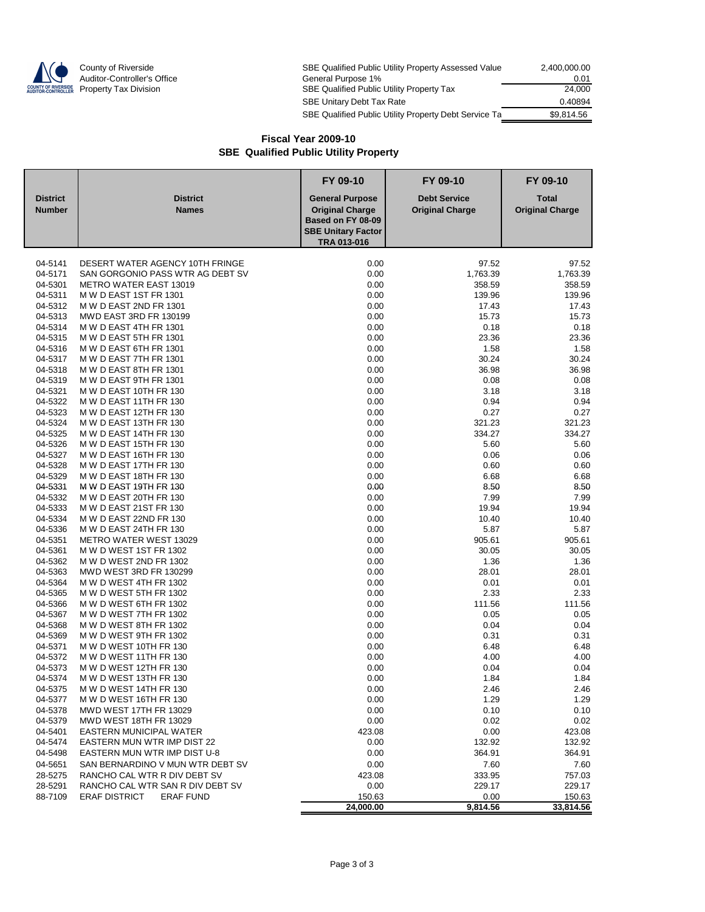County of Riverside
Auditor-Controller's Office
Property Tax Division

| | |
|---|---|
| SBE Qualified Public Utility Property Assessed Value | 2,400,000.00 |
| General Purpose 1% | 0.01 |
| SBE Qualified Public Utility Property Tax | 24,000 |
| SBE Unitary Debt Tax Rate | 0.40894 |
| SBE Qualified Public Utility Property Debt Service Ta | $9,814.56 |

## Fiscal Year 2009-10
## SBE Qualified Public Utility Property

| District Number | District Names | FY 09-10 General Purpose Original Charge Based on FY 08-09 SBE Unitary Factor TRA 013-016 | FY 09-10 Debt Service Original Charge | FY 09-10 Total Original Charge |
|---|---|---|---|---|
| 04-5141 | DESERT WATER AGENCY 10TH FRINGE | 0.00 | 97.52 | 97.52 |
| 04-5171 | SAN GORGONIO PASS WTR AG DEBT SV | 0.00 | 1,763.39 | 1,763.39 |
| 04-5301 | METRO WATER EAST 13019 | 0.00 | 358.59 | 358.59 |
| 04-5311 | M W D EAST 1ST FR 1301 | 0.00 | 139.96 | 139.96 |
| 04-5312 | M W D EAST 2ND FR 1301 | 0.00 | 17.43 | 17.43 |
| 04-5313 | MWD EAST 3RD FR 130199 | 0.00 | 15.73 | 15.73 |
| 04-5314 | M W D EAST 4TH FR 1301 | 0.00 | 0.18 | 0.18 |
| 04-5315 | M W D EAST 5TH FR 1301 | 0.00 | 23.36 | 23.36 |
| 04-5316 | M W D EAST 6TH FR 1301 | 0.00 | 1.58 | 1.58 |
| 04-5317 | M W D EAST 7TH FR 1301 | 0.00 | 30.24 | 30.24 |
| 04-5318 | M W D EAST 8TH FR 1301 | 0.00 | 36.98 | 36.98 |
| 04-5319 | M W D EAST 9TH FR 1301 | 0.00 | 0.08 | 0.08 |
| 04-5321 | M W D EAST 10TH FR 130 | 0.00 | 3.18 | 3.18 |
| 04-5322 | M W D EAST 11TH FR 130 | 0.00 | 0.94 | 0.94 |
| 04-5323 | M W D EAST 12TH FR 130 | 0.00 | 0.27 | 0.27 |
| 04-5324 | M W D EAST 13TH FR 130 | 0.00 | 321.23 | 321.23 |
| 04-5325 | M W D EAST 14TH FR 130 | 0.00 | 334.27 | 334.27 |
| 04-5326 | M W D EAST 15TH FR 130 | 0.00 | 5.60 | 5.60 |
| 04-5327 | M W D EAST 16TH FR 130 | 0.00 | 0.06 | 0.06 |
| 04-5328 | M W D EAST 17TH FR 130 | 0.00 | 0.60 | 0.60 |
| 04-5329 | M W D EAST 18TH FR 130 | 0.00 | 6.68 | 6.68 |
| 04-5331 | M W D EAST 19TH FR 130 | 0.00 | 8.50 | 8.50 |
| 04-5332 | M W D EAST 20TH FR 130 | 0.00 | 7.99 | 7.99 |
| 04-5333 | M W D EAST 21ST FR 130 | 0.00 | 19.94 | 19.94 |
| 04-5334 | M W D EAST 22ND FR 130 | 0.00 | 10.40 | 10.40 |
| 04-5336 | M W D EAST 24TH FR 130 | 0.00 | 5.87 | 5.87 |
| 04-5351 | METRO WATER WEST 13029 | 0.00 | 905.61 | 905.61 |
| 04-5361 | M W D WEST 1ST FR 1302 | 0.00 | 30.05 | 30.05 |
| 04-5362 | M W D WEST 2ND FR 1302 | 0.00 | 1.36 | 1.36 |
| 04-5363 | MWD WEST 3RD FR 130299 | 0.00 | 28.01 | 28.01 |
| 04-5364 | M W D WEST 4TH FR 1302 | 0.00 | 0.01 | 0.01 |
| 04-5365 | M W D WEST 5TH FR 1302 | 0.00 | 2.33 | 2.33 |
| 04-5366 | M W D WEST 6TH FR 1302 | 0.00 | 111.56 | 111.56 |
| 04-5367 | M W D WEST 7TH FR 1302 | 0.00 | 0.05 | 0.05 |
| 04-5368 | M W D WEST 8TH FR 1302 | 0.00 | 0.04 | 0.04 |
| 04-5369 | M W D WEST 9TH FR 1302 | 0.00 | 0.31 | 0.31 |
| 04-5371 | M W D WEST 10TH FR 130 | 0.00 | 6.48 | 6.48 |
| 04-5372 | M W D WEST 11TH FR 130 | 0.00 | 4.00 | 4.00 |
| 04-5373 | M W D WEST 12TH FR 130 | 0.00 | 0.04 | 0.04 |
| 04-5374 | M W D WEST 13TH FR 130 | 0.00 | 1.84 | 1.84 |
| 04-5375 | M W D WEST 14TH FR 130 | 0.00 | 2.46 | 2.46 |
| 04-5377 | M W D WEST 16TH FR 130 | 0.00 | 1.29 | 1.29 |
| 04-5378 | MWD WEST 17TH FR 13029 | 0.00 | 0.10 | 0.10 |
| 04-5379 | MWD WEST 18TH FR 13029 | 0.00 | 0.02 | 0.02 |
| 04-5401 | EASTERN MUNICIPAL WATER | 423.08 | 0.00 | 423.08 |
| 04-5474 | EASTERN MUN WTR IMP DIST 22 | 0.00 | 132.92 | 132.92 |
| 04-5498 | EASTERN MUN WTR IMP DIST U-8 | 0.00 | 364.91 | 364.91 |
| 04-5651 | SAN BERNARDINO V MUN WTR DEBT SV | 0.00 | 7.60 | 7.60 |
| 28-5275 | RANCHO CAL WTR R DIV DEBT SV | 423.08 | 333.95 | 757.03 |
| 28-5291 | RANCHO CAL WTR SAN R DIV DEBT SV | 0.00 | 229.17 | 229.17 |
| 88-7109 | ERAF DISTRICT ERAF FUND | 150.63 | 0.00 | 150.63 |
| | | 24,000.00 | 9,814.56 | 33,814.56 |